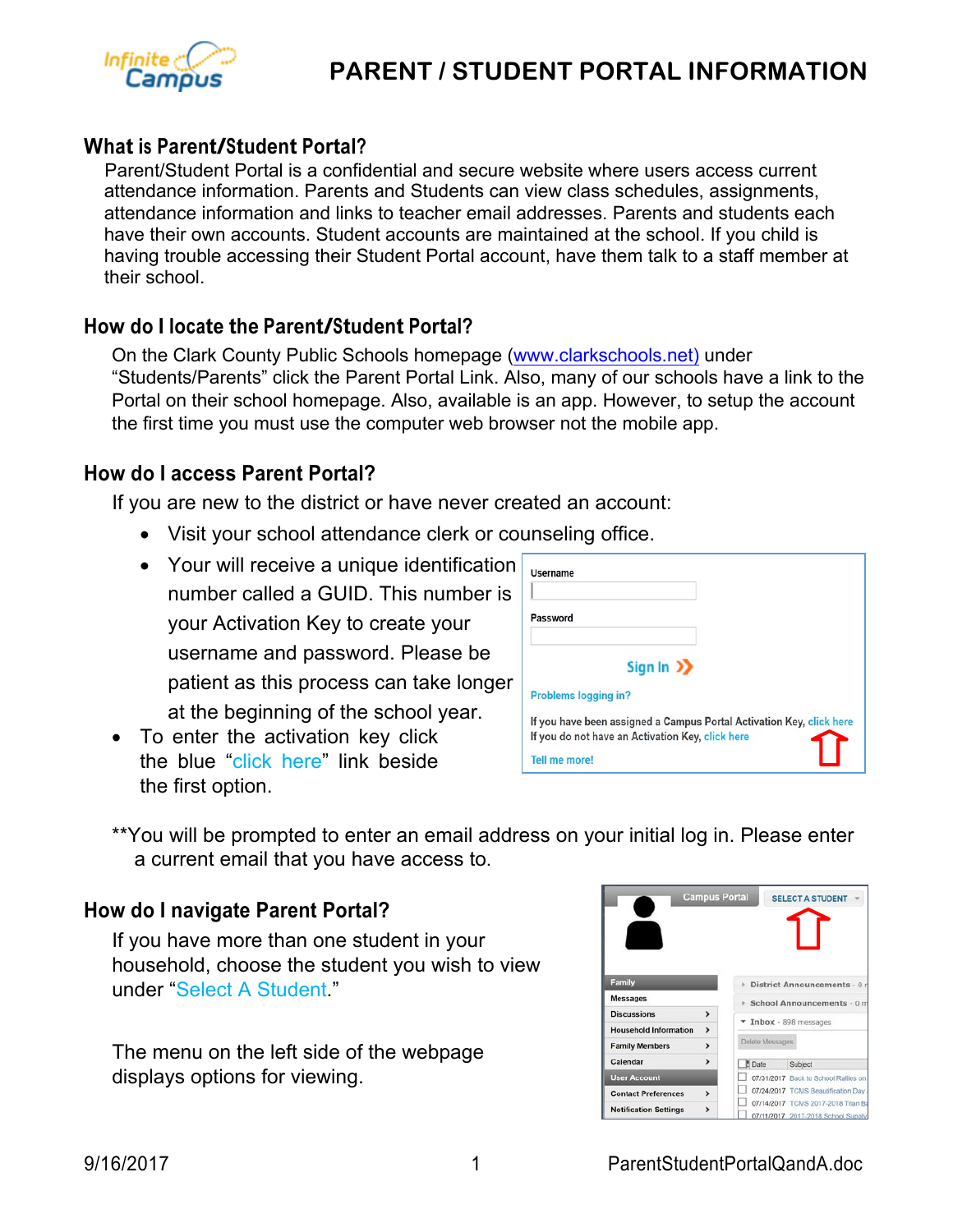# PARENT / STUDENT PORTAL INFORMATION

## What is Parent/Student Portal?

Parent/Student Portal is a confidential and secure website where users access current attendance information. Parents and Students can view class schedules, assignments, attendance information and links to teacher email addresses. Parents and students each have their own accounts. Student accounts are maintained at the school. If you child is having trouble accessing their Student Portal account, have them talk to a staff member at their school.

## How do I locate the Parent/Student Portal?

On the Clark County Public Schools homepage (www.clarkschools.net) under "Students/Parents" click the Parent Portal Link. Also, many of our schools have a link to the Portal on their school homepage. Also, available is an app. However, to setup the account the first time you must use the computer web browser not the mobile app.

## How do I access Parent Portal?

If you are new to the district or have never created an account:

- Visit your school attendance clerk or counseling office.
- Your will receive a unique identification number called a GUID. This number is your Activation Key to create your username and password. Please be patient as this process can take longer at the beginning of the school year.
- To enter the activation key click the blue "click here" link beside the first option.

**You will be prompted to enter an email address on your initial log in. Please enter a current email that you have access to.

## How do I navigate Parent Portal?

If you have more than one student in your household, choose the student you wish to view under "Select A Student."

The menu on the left side of the webpage displays options for viewing.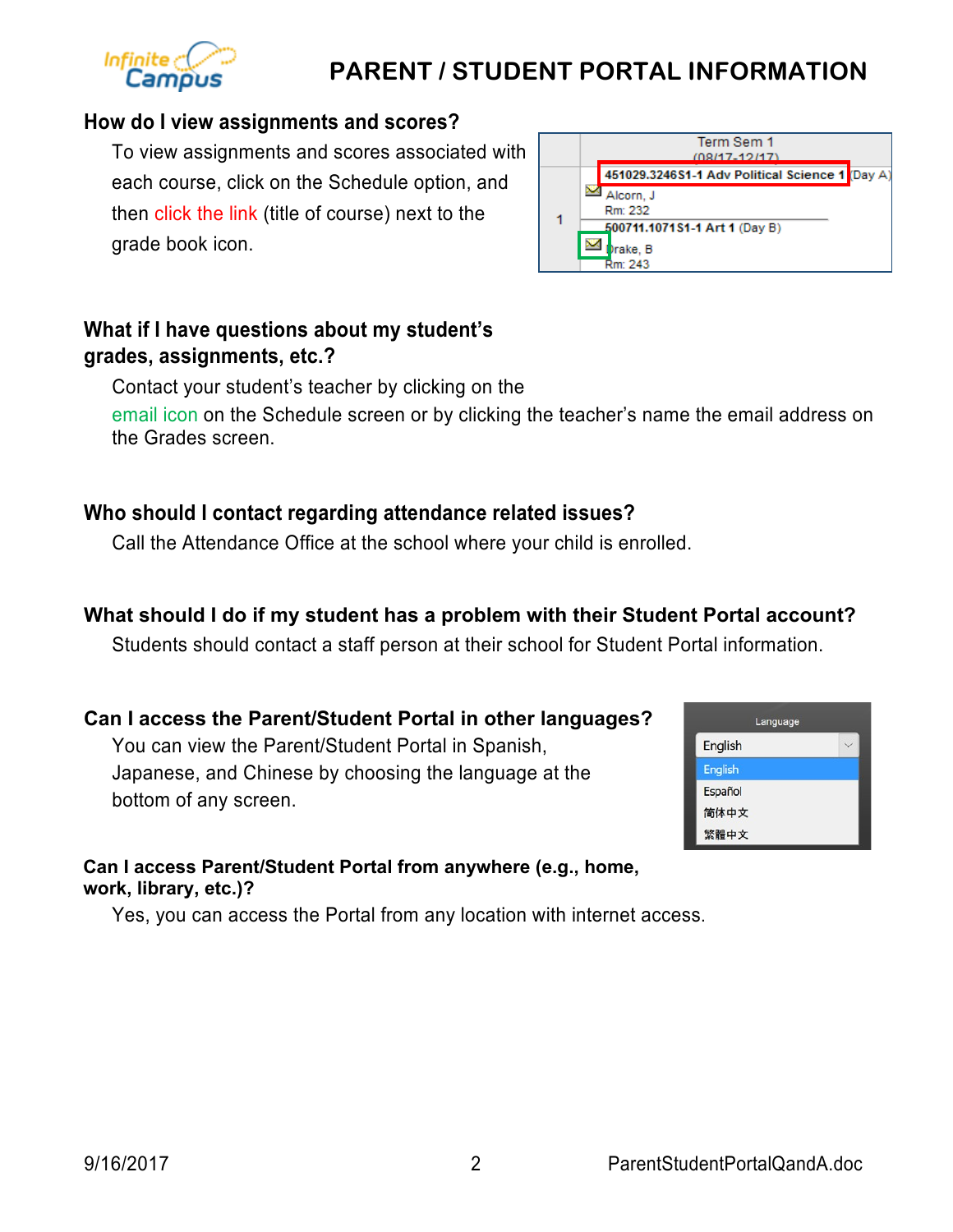# PARENT / STUDENT PORTAL INFORMATION

### How do I view assignments and scores?

To view assignments and scores associated with each course, click on the Schedule option, and then click the link (title of course) next to the grade book icon.

### What if I have questions about my student's grades, assignments, etc.?

Contact your student's teacher by clicking on the email icon on the Schedule screen or by clicking the teacher's name the email address on the Grades screen.

### Who should I contact regarding attendance related issues?

Call the Attendance Office at the school where your child is enrolled.

### What should I do if my student has a problem with their Student Portal account?

Students should contact a staff person at their school for Student Portal information.

### Can I access the Parent/Student Portal in other languages?

You can view the Parent/Student Portal in Spanish, Japanese, and Chinese by choosing the language at the bottom of any screen.

### Can I access Parent/Student Portal from anywhere (e.g., home, work, library, etc.)?

Yes, you can access the Portal from any location with internet access.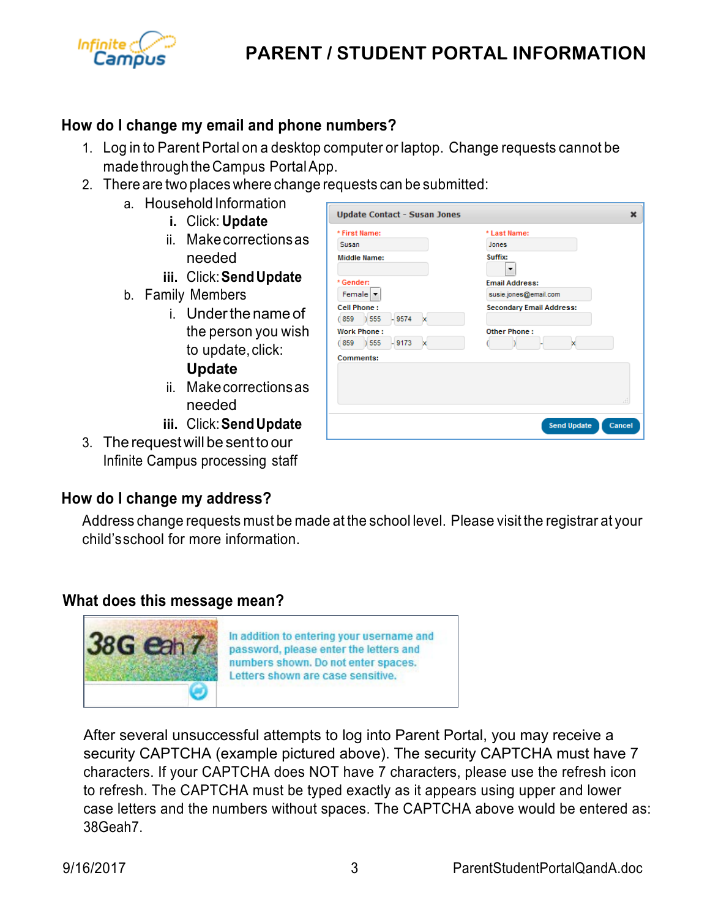# PARENT / STUDENT PORTAL INFORMATION

## How do I change my email and phone numbers?

1. Log in to Parent Portal on a desktop computer or laptop. Change requests cannot be made through the Campus Portal App.
2. There are two places where change requests can be submitted:
   a. Household Information
      i. Click: **Update**
      ii. Make corrections as needed
      iii. Click: **Send Update**
   b. Family Members
      i. Under the name of the person you wish to update, click: **Update**
      ii. Make corrections as needed
      iii. Click: **Send Update**
3. The request will be sent to our Infinite Campus processing staff

## How do I change my address?

Address change requests must be made at the school level. Please visit the registrar at your child's school for more information.

## What does this message mean?

In addition to entering your username and password, please enter the letters and numbers shown. Do not enter spaces. Letters shown are case sensitive.

After several unsuccessful attempts to log into Parent Portal, you may receive a security CAPTCHA (example pictured above). The security CAPTCHA must have 7 characters. If your CAPTCHA does NOT have 7 characters, please use the refresh icon to refresh. The CAPTCHA must be typed exactly as it appears using upper and lower case letters and the numbers without spaces. The CAPTCHA above would be entered as: 38Geah7.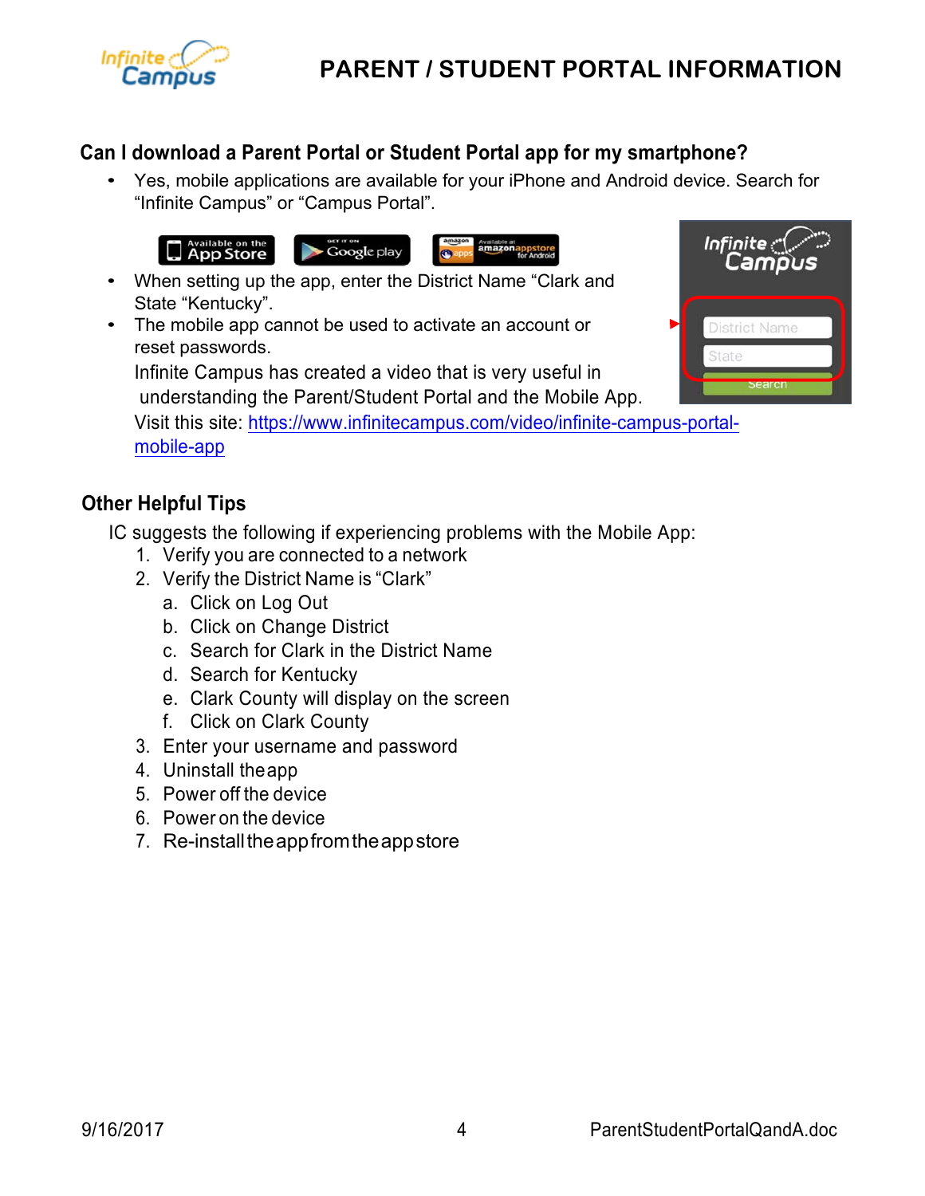## PARENT / STUDENT PORTAL INFORMATION

### Can I download a Parent Portal or Student Portal app for my smartphone?

- Yes, mobile applications are available for your iPhone and Android device. Search for "Infinite Campus" or "Campus Portal".
- When setting up the app, enter the District Name "Clark and State "Kentucky".
- The mobile app cannot be used to activate an account or reset passwords.

  Infinite Campus has created a video that is very useful in understanding the Parent/Student Portal and the Mobile App. Visit this site: https://www.infinitecampus.com/video/infinite-campus-portal-mobile-app

### Other Helpful Tips

IC suggests the following if experiencing problems with the Mobile App:

1. Verify you are connected to a network
2. Verify the District Name is "Clark"
   a. Click on Log Out
   b. Click on Change District
   c. Search for Clark in the District Name
   d. Search for Kentucky
   e. Clark County will display on the screen
   f. Click on Clark County
3. Enter your username and password
4. Uninstall the app
5. Power off the device
6. Power on the device
7. Re-install the app from the app store